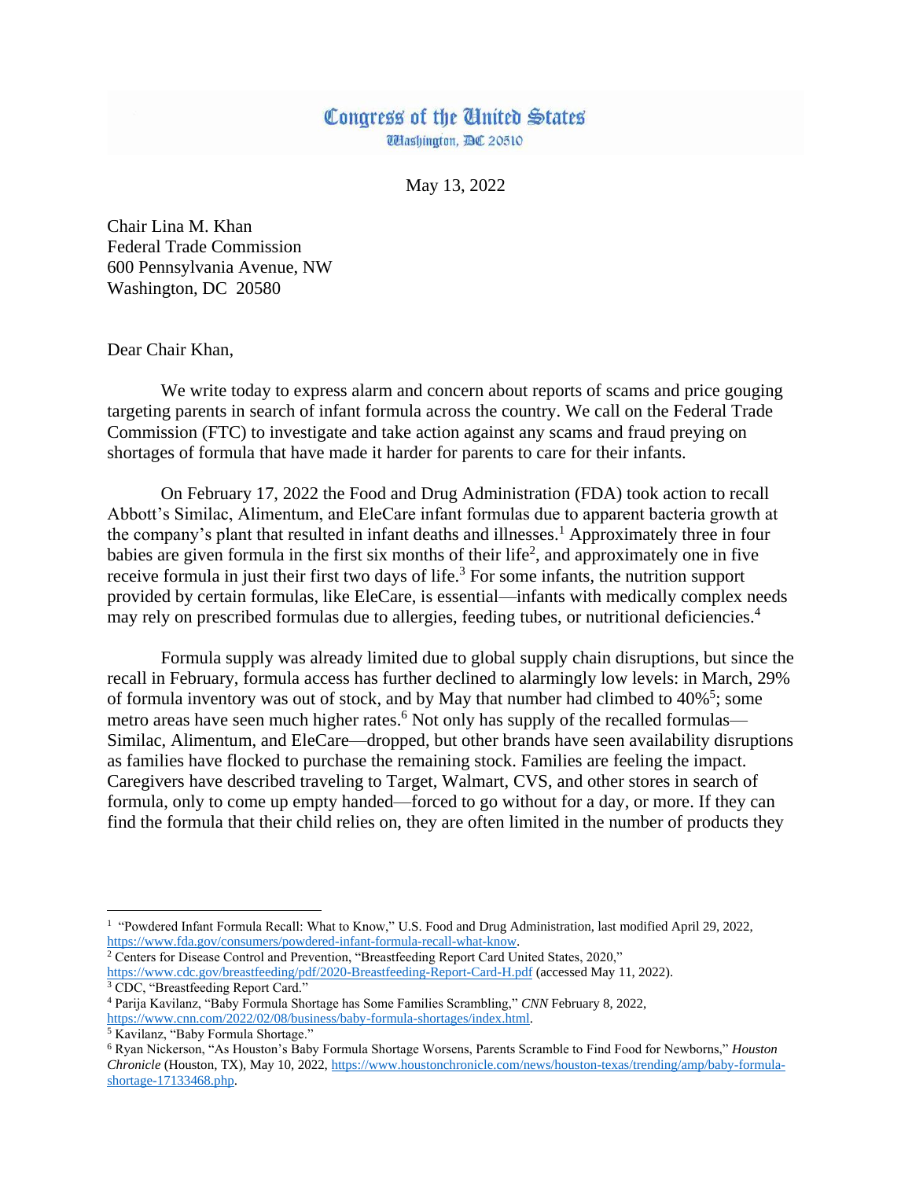# Congress of the United States
Washington, DC 20510

May 13, 2022

Chair Lina M. Khan
Federal Trade Commission
600 Pennsylvania Avenue, NW
Washington, DC 20580

Dear Chair Khan,

We write today to express alarm and concern about reports of scams and price gouging targeting parents in search of infant formula across the country. We call on the Federal Trade Commission (FTC) to investigate and take action against any scams and fraud preying on shortages of formula that have made it harder for parents to care for their infants.

On February 17, 2022 the Food and Drug Administration (FDA) took action to recall Abbott's Similac, Alimentum, and EleCare infant formulas due to apparent bacteria growth at the company's plant that resulted in infant deaths and illnesses.[1] Approximately three in four babies are given formula in the first six months of their life[2], and approximately one in five receive formula in just their first two days of life.[3] For some infants, the nutrition support provided by certain formulas, like EleCare, is essential—infants with medically complex needs may rely on prescribed formulas due to allergies, feeding tubes, or nutritional deficiencies.[4]

Formula supply was already limited due to global supply chain disruptions, but since the recall in February, formula access has further declined to alarmingly low levels: in March, 29% of formula inventory was out of stock, and by May that number had climbed to 40%[5]; some metro areas have seen much higher rates.[6] Not only has supply of the recalled formulas—Similac, Alimentum, and EleCare—dropped, but other brands have seen availability disruptions as families have flocked to purchase the remaining stock. Families are feeling the impact. Caregivers have described traveling to Target, Walmart, CVS, and other stores in search of formula, only to come up empty handed—forced to go without for a day, or more. If they can find the formula that their child relies on, they are often limited in the number of products they

---

[1] "Powdered Infant Formula Recall: What to Know," U.S. Food and Drug Administration, last modified April 29, 2022, https://www.fda.gov/consumers/powdered-infant-formula-recall-what-know.

[2] Centers for Disease Control and Prevention, "Breastfeeding Report Card United States, 2020," https://www.cdc.gov/breastfeeding/pdf/2020-Breastfeeding-Report-Card-H.pdf (accessed May 11, 2022).

[3] CDC, "Breastfeeding Report Card."

[4] Parija Kavilanz, "Baby Formula Shortage has Some Families Scrambling," *CNN* February 8, 2022, https://www.cnn.com/2022/02/08/business/baby-formula-shortages/index.html.

[5] Kavilanz, "Baby Formula Shortage."

[6] Ryan Nickerson, "As Houston's Baby Formula Shortage Worsens, Parents Scramble to Find Food for Newborns," *Houston Chronicle* (Houston, TX), May 10, 2022, https://www.houstonchronicle.com/news/houston-texas/trending/amp/baby-formula-shortage-17133468.php.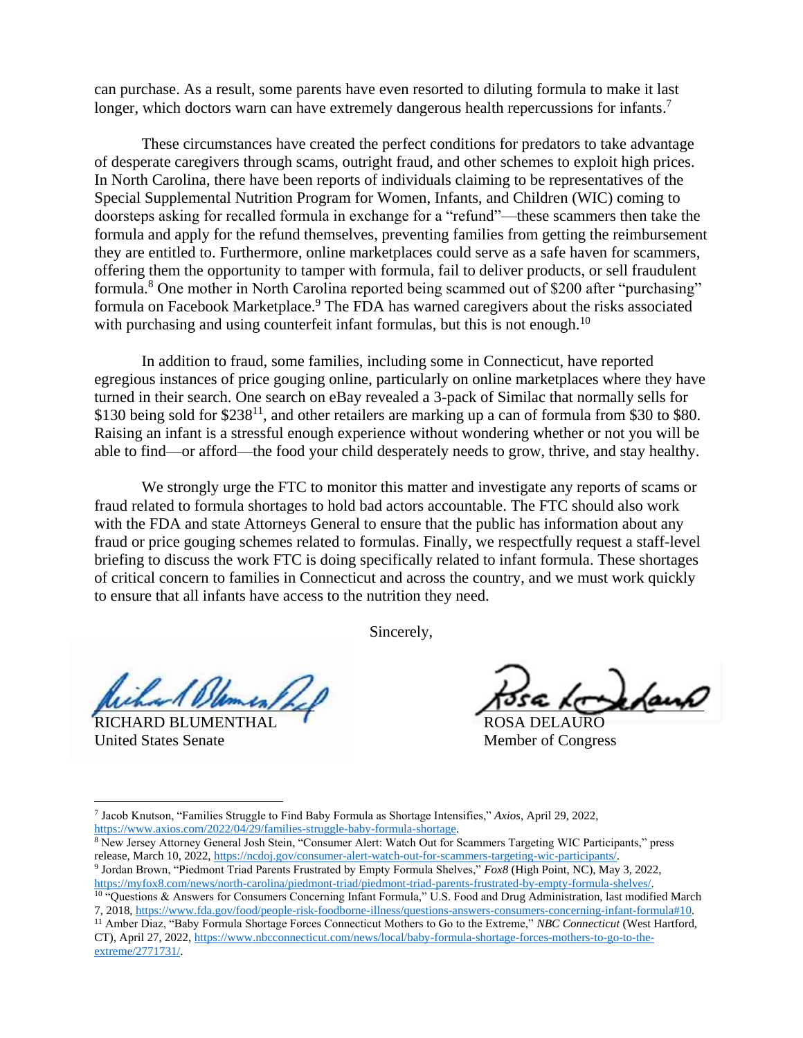can purchase. As a result, some parents have even resorted to diluting formula to make it last longer, which doctors warn can have extremely dangerous health repercussions for infants.[7]

These circumstances have created the perfect conditions for predators to take advantage of desperate caregivers through scams, outright fraud, and other schemes to exploit high prices. In North Carolina, there have been reports of individuals claiming to be representatives of the Special Supplemental Nutrition Program for Women, Infants, and Children (WIC) coming to doorsteps asking for recalled formula in exchange for a "refund"—these scammers then take the formula and apply for the refund themselves, preventing families from getting the reimbursement they are entitled to. Furthermore, online marketplaces could serve as a safe haven for scammers, offering them the opportunity to tamper with formula, fail to deliver products, or sell fraudulent formula.[8] One mother in North Carolina reported being scammed out of $200 after "purchasing" formula on Facebook Marketplace.[9] The FDA has warned caregivers about the risks associated with purchasing and using counterfeit infant formulas, but this is not enough.[10]

In addition to fraud, some families, including some in Connecticut, have reported egregious instances of price gouging online, particularly on online marketplaces where they have turned in their search. One search on eBay revealed a 3-pack of Similac that normally sells for $130 being sold for $238[11], and other retailers are marking up a can of formula from $30 to $80. Raising an infant is a stressful enough experience without wondering whether or not you will be able to find—or afford—the food your child desperately needs to grow, thrive, and stay healthy.

We strongly urge the FTC to monitor this matter and investigate any reports of scams or fraud related to formula shortages to hold bad actors accountable. The FTC should also work with the FDA and state Attorneys General to ensure that the public has information about any fraud or price gouging schemes related to formulas. Finally, we respectfully request a staff-level briefing to discuss the work FTC is doing specifically related to infant formula. These shortages of critical concern to families in Connecticut and across the country, and we must work quickly to ensure that all infants have access to the nutrition they need.

Sincerely,

RICHARD BLUMENTHAL
United States Senate

ROSA DELAURO
Member of Congress

---

[7] Jacob Knutson, "Families Struggle to Find Baby Formula as Shortage Intensifies," *Axios*, April 29, 2022, https://www.axios.com/2022/04/29/families-struggle-baby-formula-shortage.

[8] New Jersey Attorney General Josh Stein, "Consumer Alert: Watch Out for Scammers Targeting WIC Participants," press release, March 10, 2022, https://ncdoj.gov/consumer-alert-watch-out-for-scammers-targeting-wic-participants/.

[9] Jordan Brown, "Piedmont Triad Parents Frustrated by Empty Formula Shelves," *Fox8* (High Point, NC), May 3, 2022, https://myfox8.com/news/north-carolina/piedmont-triad/piedmont-triad-parents-frustrated-by-empty-formula-shelves/.

[10] "Questions & Answers for Consumers Concerning Infant Formula," U.S. Food and Drug Administration, last modified March 7, 2018, https://www.fda.gov/food/people-risk-foodborne-illness/questions-answers-consumers-concerning-infant-formula#10.

[11] Amber Diaz, "Baby Formula Shortage Forces Connecticut Mothers to Go to the Extreme," *NBC Connecticut* (West Hartford, CT), April 27, 2022, https://www.nbcconnecticut.com/news/local/baby-formula-shortage-forces-mothers-to-go-to-the-extreme/2771731/.